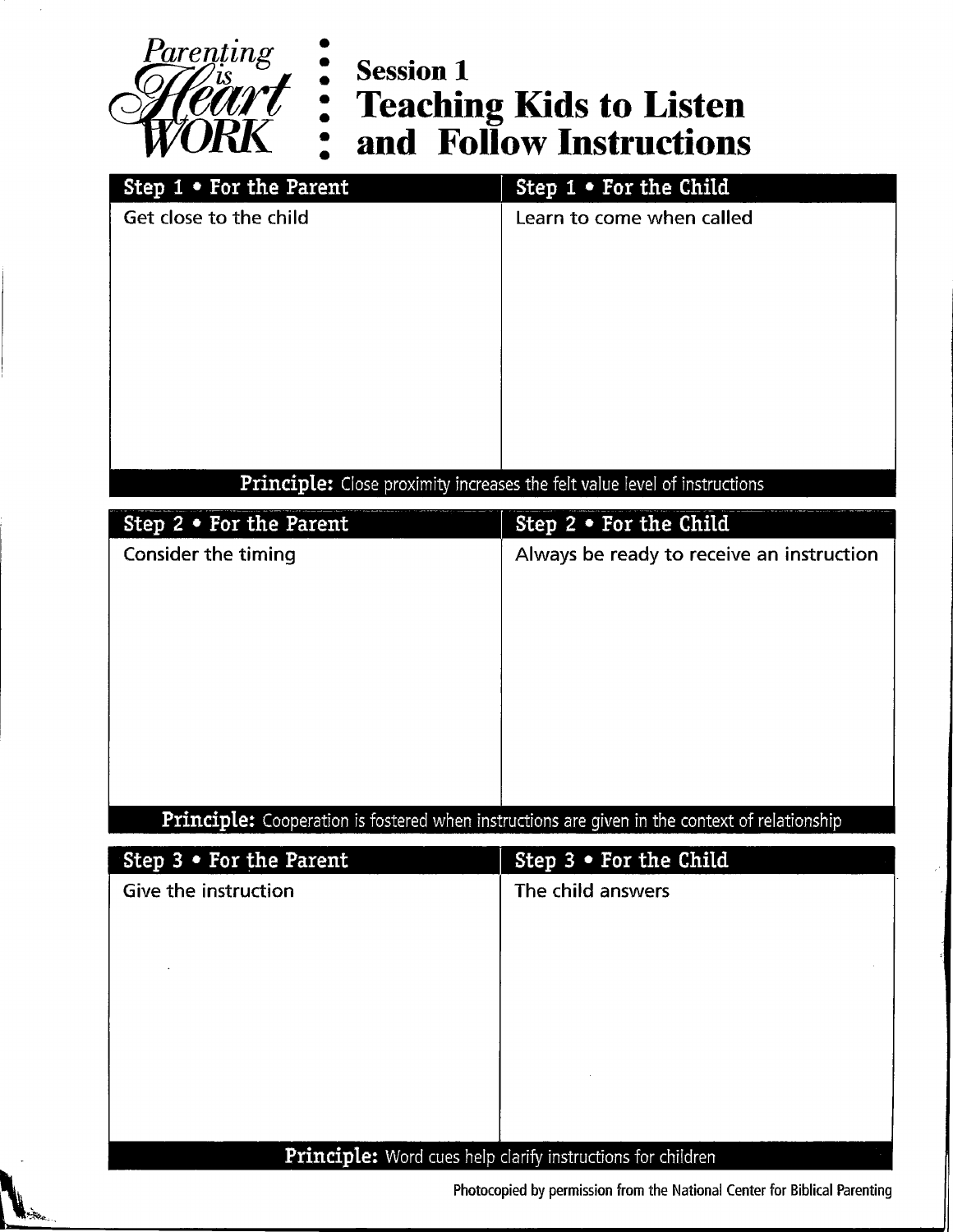Parenting is Heart WORK

# Session 1
# Teaching Kids to Listen and Follow Instructions

| Step 1 • For the Parent | Step 1 • For the Child |
|---|---|
| Get close to the child | Learn to come when called |

**Principle:** Close proximity increases the felt value level of instructions

| Step 2 • For the Parent | Step 2 • For the Child |
|---|---|
| Consider the timing | Always be ready to receive an instruction |

**Principle:** Cooperation is fostered when instructions are given in the context of relationship

| Step 3 • For the Parent | Step 3 • For the Child |
|---|---|
| Give the instruction | The child answers |

**Principle:** Word cues help clarify instructions for children

Photocopied by permission from the National Center for Biblical Parenting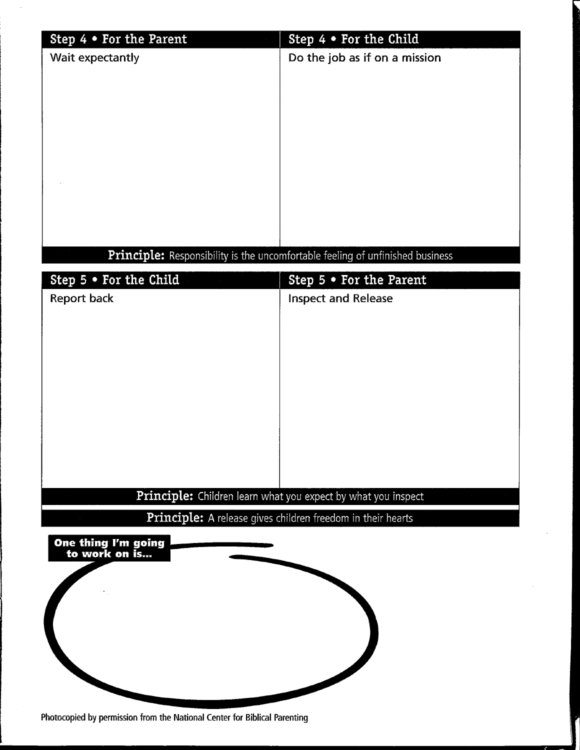| Step 4 • For the Parent | Step 4 • For the Child |
| --- | --- |
| Wait expectantly | Do the job as if on a mission |

**Principle:** Responsibility is the uncomfortable feeling of unfinished business

| Step 5 • For the Child | Step 5 • For the Parent |
| --- | --- |
| Report back | Inspect and Release |

**Principle:** Children learn what you expect by what you inspect

**Principle:** A release gives children freedom in their hearts

**One thing I'm going to work on is...**

Photocopied by permission from the National Center for Biblical Parenting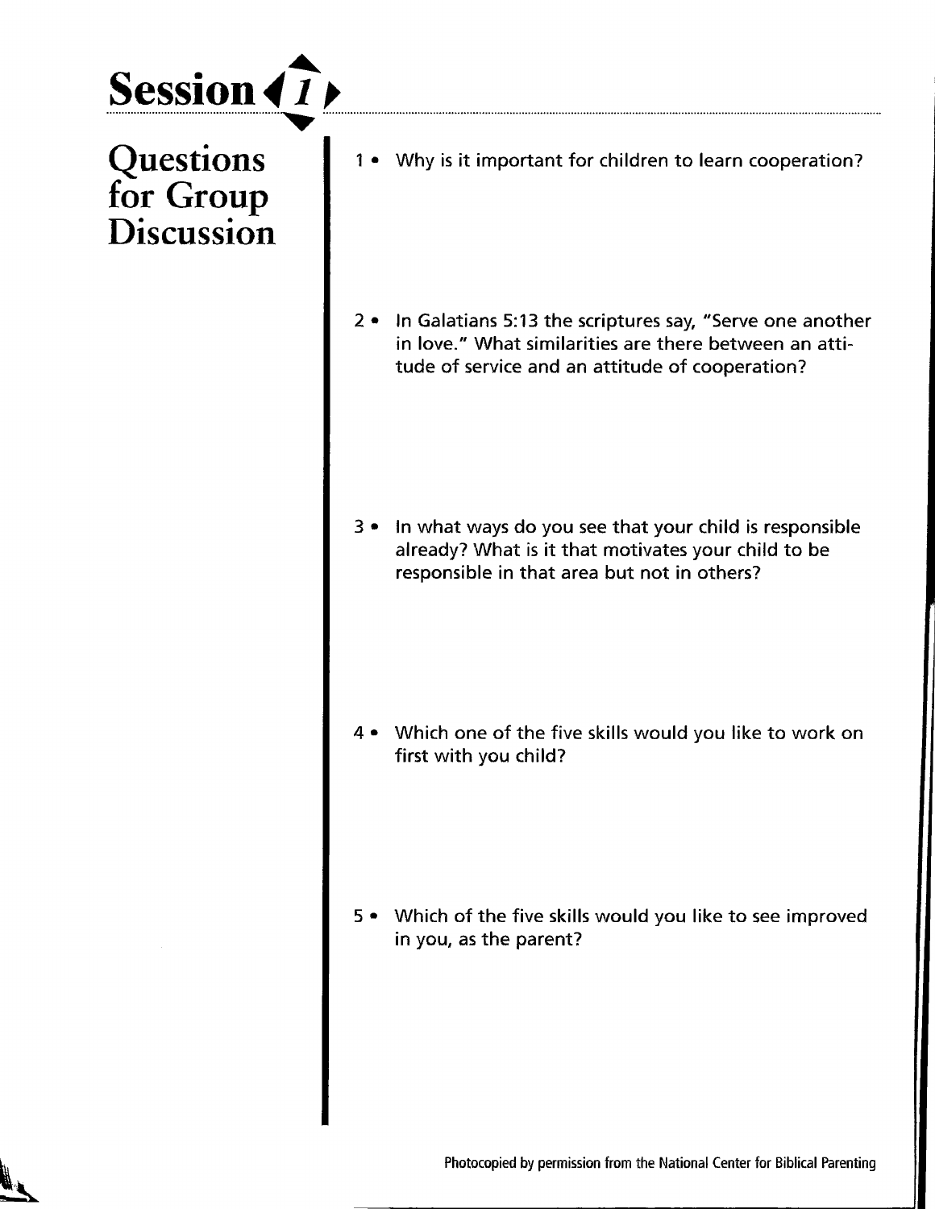# Session 1

## Questions for Group Discussion

1 • Why is it important for children to learn cooperation?

2 • In Galatians 5:13 the scriptures say, "Serve one another in love." What similarities are there between an attitude of service and an attitude of cooperation?

3 • In what ways do you see that your child is responsible already? What is it that motivates your child to be responsible in that area but not in others?

4 • Which one of the five skills would you like to work on first with you child?

5 • Which of the five skills would you like to see improved in you, as the parent?

Photocopied by permission from the National Center for Biblical Parenting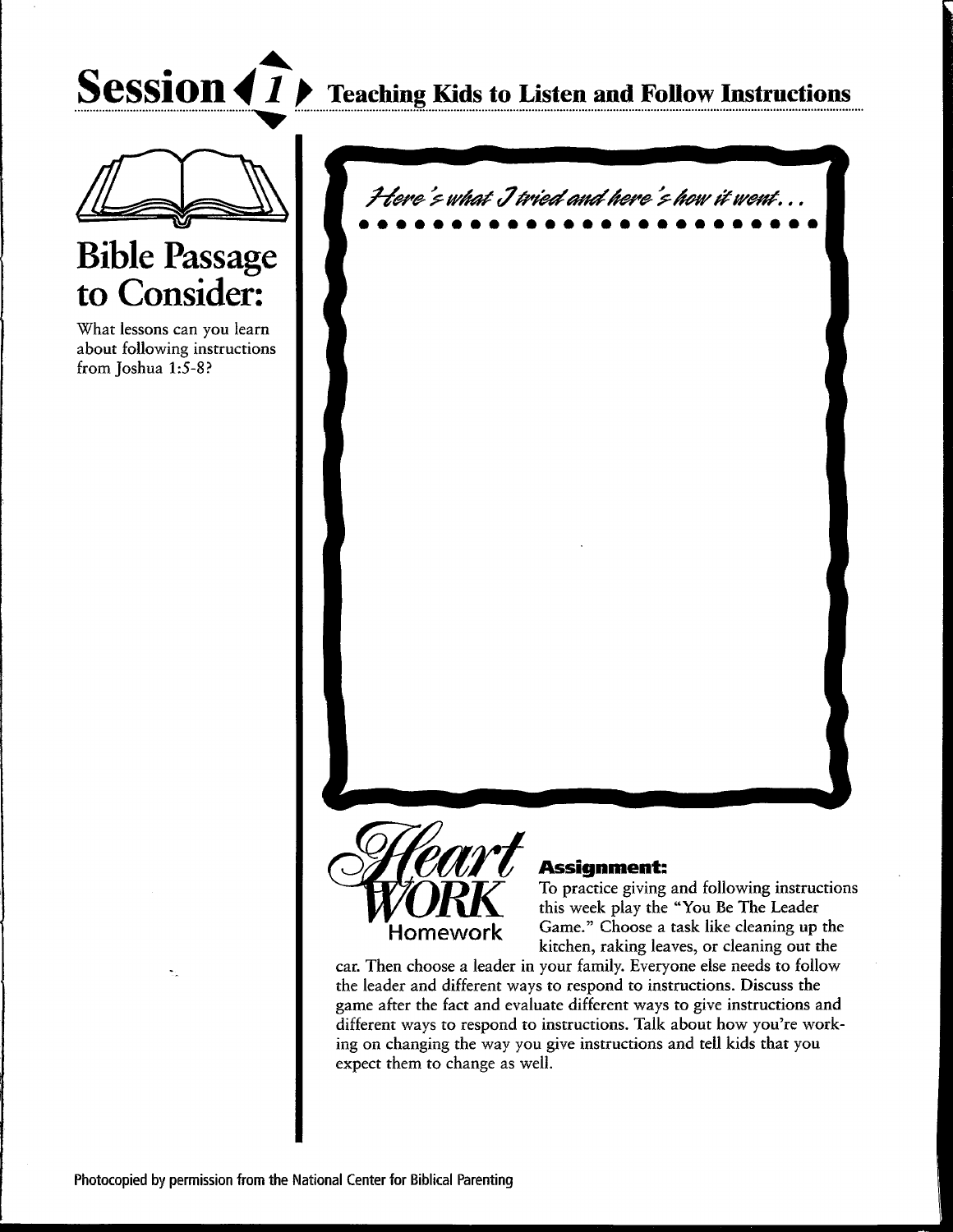# Session 1 Teaching Kids to Listen and Follow Instructions

## Bible Passage to Consider:

What lessons can you learn about following instructions from Joshua 1:5-8?

*Here's what I tried and here's how it went...*

**Heart WORK Homework**

### Assignment:

To practice giving and following instructions this week play the "You Be The Leader Game." Choose a task like cleaning up the kitchen, raking leaves, or cleaning out the car. Then choose a leader in your family. Everyone else needs to follow the leader and different ways to respond to instructions. Discuss the game after the fact and evaluate different ways to give instructions and different ways to respond to instructions. Talk about how you're working on changing the way you give instructions and tell kids that you expect them to change as well.

Photocopied by permission from the National Center for Biblical Parenting